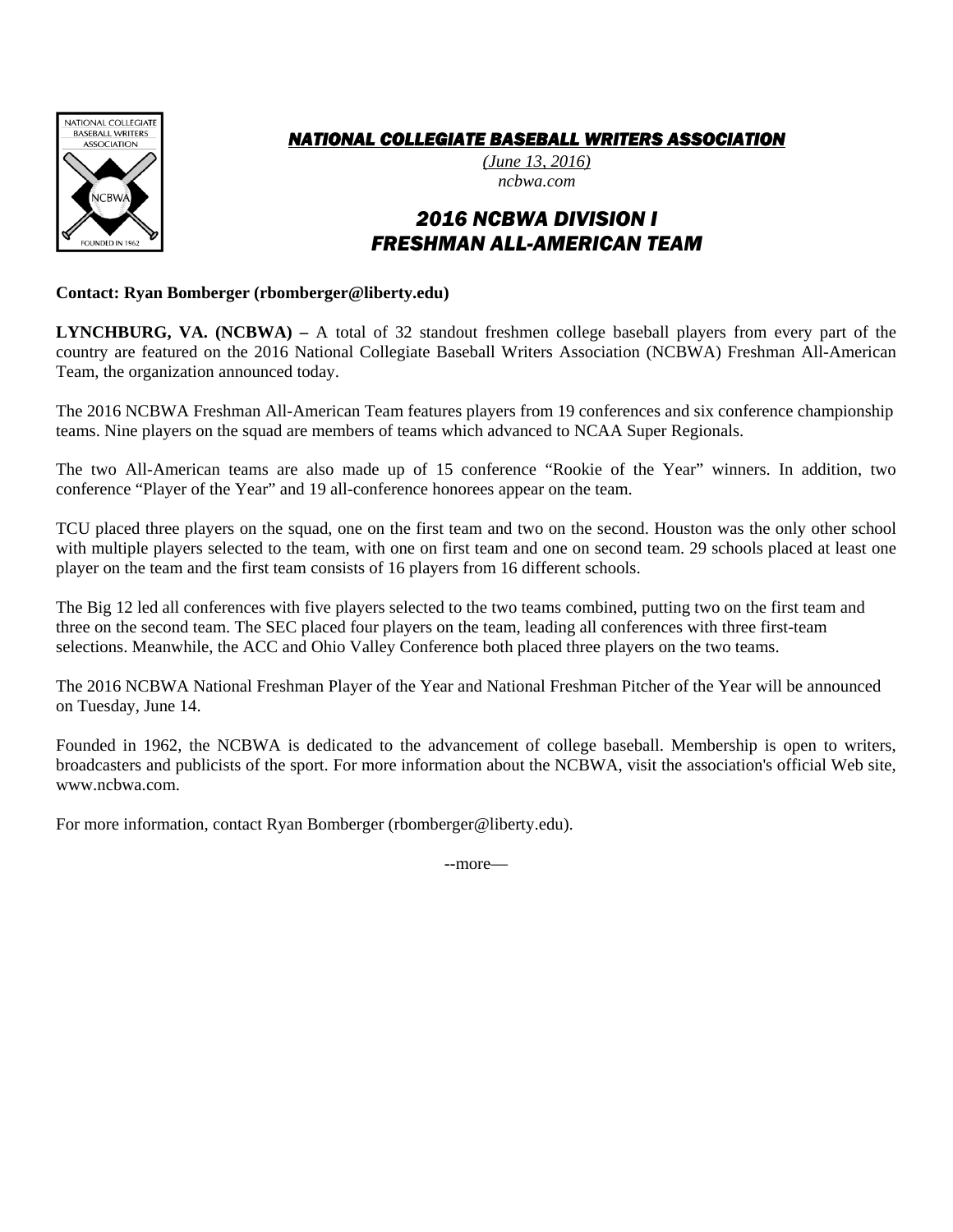**NATIONAL COLLEGIATE BASEBALL WRITERS ASSOCIATION**

*(June 13, 2016)*
*ncbwa.com*

# 2016 NCBWA DIVISION I FRESHMAN ALL-AMERICAN TEAM

**Contact: Ryan Bomberger (rbomberger@liberty.edu)**

**LYNCHBURG, VA. (NCBWA) –** A total of 32 standout freshmen college baseball players from every part of the country are featured on the 2016 National Collegiate Baseball Writers Association (NCBWA) Freshman All-American Team, the organization announced today.

The 2016 NCBWA Freshman All-American Team features players from 19 conferences and six conference championship teams. Nine players on the squad are members of teams which advanced to NCAA Super Regionals.

The two All-American teams are also made up of 15 conference "Rookie of the Year" winners. In addition, two conference "Player of the Year" and 19 all-conference honorees appear on the team.

TCU placed three players on the squad, one on the first team and two on the second. Houston was the only other school with multiple players selected to the team, with one on first team and one on second team. 29 schools placed at least one player on the team and the first team consists of 16 players from 16 different schools.

The Big 12 led all conferences with five players selected to the two teams combined, putting two on the first team and three on the second team. The SEC placed four players on the team, leading all conferences with three first-team selections. Meanwhile, the ACC and Ohio Valley Conference both placed three players on the two teams.

The 2016 NCBWA National Freshman Player of the Year and National Freshman Pitcher of the Year will be announced on Tuesday, June 14.

Founded in 1962, the NCBWA is dedicated to the advancement of college baseball. Membership is open to writers, broadcasters and publicists of the sport. For more information about the NCBWA, visit the association's official Web site, www.ncbwa.com.

For more information, contact Ryan Bomberger (rbomberger@liberty.edu).

--more—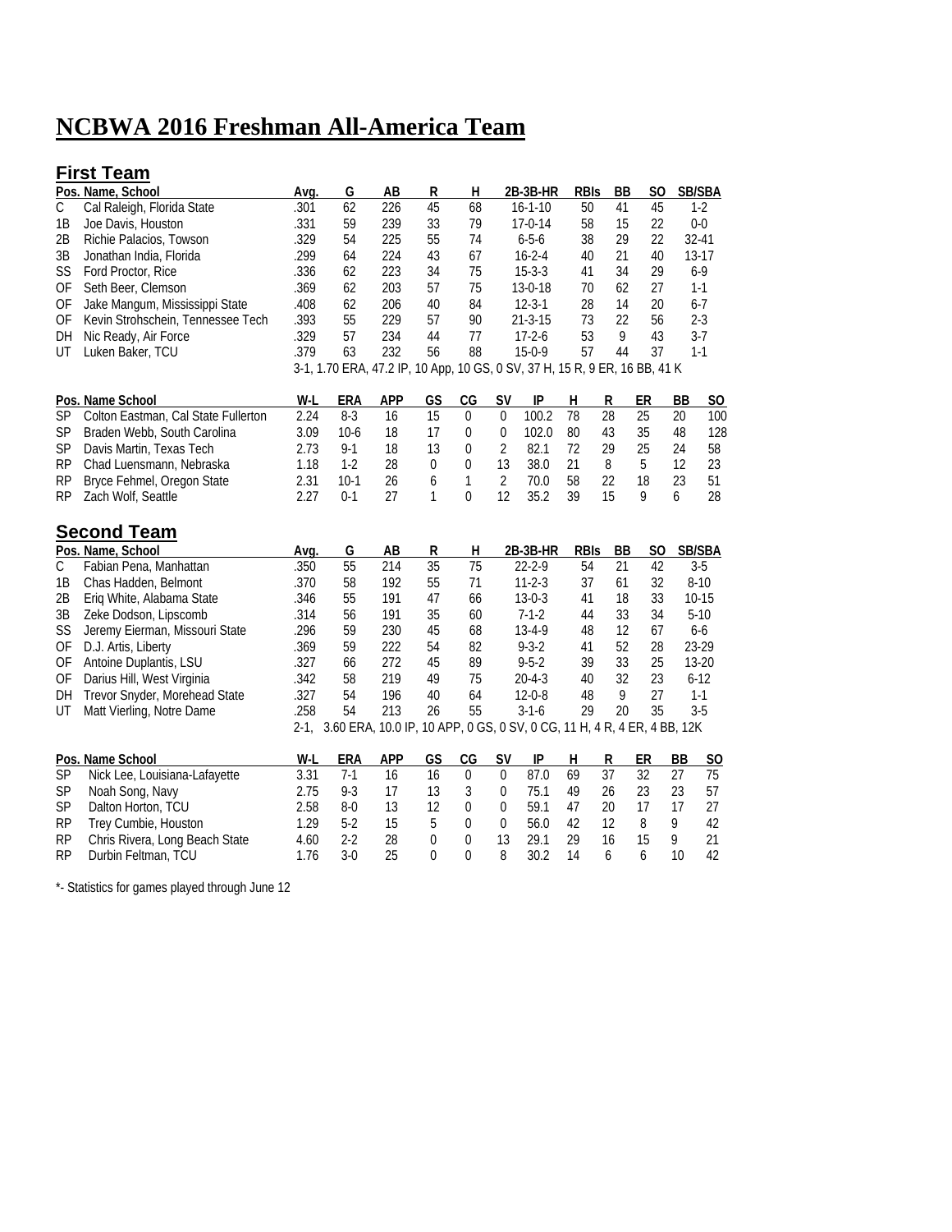# NCBWA 2016 Freshman All-America Team

## First Team

| Pos. | Name, School | Avg. | G | AB | R | H | 2B-3B-HR | RBIs | BB | SO | SB/SBA |
|---|---|---|---|---|---|---|---|---|---|---|---|
| C | Cal Raleigh, Florida State | .301 | 62 | 226 | 45 | 68 | 16-1-10 | 50 | 41 | 45 | 1-2 |
| 1B | Joe Davis, Houston | .331 | 59 | 239 | 33 | 79 | 17-0-14 | 58 | 15 | 22 | 0-0 |
| 2B | Richie Palacios, Towson | .329 | 54 | 225 | 55 | 74 | 6-5-6 | 38 | 29 | 22 | 32-41 |
| 3B | Jonathan India, Florida | .299 | 64 | 224 | 43 | 67 | 16-2-4 | 40 | 21 | 40 | 13-17 |
| SS | Ford Proctor, Rice | .336 | 62 | 223 | 34 | 75 | 15-3-3 | 41 | 34 | 29 | 6-9 |
| OF | Seth Beer, Clemson | .369 | 62 | 203 | 57 | 75 | 13-0-18 | 70 | 62 | 27 | 1-1 |
| OF | Jake Mangum, Mississippi State | .408 | 62 | 206 | 40 | 84 | 12-3-1 | 28 | 14 | 20 | 6-7 |
| OF | Kevin Strohschein, Tennessee Tech | .393 | 55 | 229 | 57 | 90 | 21-3-15 | 73 | 22 | 56 | 2-3 |
| DH | Nic Ready, Air Force | .329 | 57 | 234 | 44 | 77 | 17-2-6 | 53 | 9 | 43 | 3-7 |
| UT | Luken Baker, TCU | .379 | 63 | 232 | 56 | 88 | 15-0-9 | 57 | 44 | 37 | 1-1 |
| | | 3-1, 1.70 ERA, 47.2 IP, 10 App, 10 GS, 0 SV, 37 H, 15 R, 9 ER, 16 BB, 41 K | | | | | | | | | |

| Pos. | Name School | W-L | ERA | APP | GS | CG | SV | IP | H | R | ER | BB | SO |
|---|---|---|---|---|---|---|---|---|---|---|---|---|---|
| SP | Colton Eastman, Cal State Fullerton | 2.24 | 8-3 | 16 | 15 | 0 | 0 | 100.2 | 78 | 28 | 25 | 20 | 100 |
| SP | Braden Webb, South Carolina | 3.09 | 10-6 | 18 | 17 | 0 | 0 | 102.0 | 80 | 43 | 35 | 48 | 128 |
| SP | Davis Martin, Texas Tech | 2.73 | 9-1 | 18 | 13 | 0 | 2 | 82.1 | 72 | 29 | 25 | 24 | 58 |
| RP | Chad Luensmann, Nebraska | 1.18 | 1-2 | 28 | 0 | 0 | 13 | 38.0 | 21 | 8 | 5 | 12 | 23 |
| RP | Bryce Fehmel, Oregon State | 2.31 | 10-1 | 26 | 6 | 1 | 2 | 70.0 | 58 | 22 | 18 | 23 | 51 |
| RP | Zach Wolf, Seattle | 2.27 | 0-1 | 27 | 1 | 0 | 12 | 35.2 | 39 | 15 | 9 | 6 | 28 |

## Second Team

| Pos. | Name, School | Avg. | G | AB | R | H | 2B-3B-HR | RBIs | BB | SO | SB/SBA |
|---|---|---|---|---|---|---|---|---|---|---|---|
| C | Fabian Pena, Manhattan | .350 | 55 | 214 | 35 | 75 | 22-2-9 | 54 | 21 | 42 | 3-5 |
| 1B | Chas Hadden, Belmont | .370 | 58 | 192 | 55 | 71 | 11-2-3 | 37 | 61 | 32 | 8-10 |
| 2B | Eriq White, Alabama State | .346 | 55 | 191 | 47 | 66 | 13-0-3 | 41 | 18 | 33 | 10-15 |
| 3B | Zeke Dodson, Lipscomb | .314 | 56 | 191 | 35 | 60 | 7-1-2 | 44 | 33 | 34 | 5-10 |
| SS | Jeremy Eierman, Missouri State | .296 | 59 | 230 | 45 | 68 | 13-4-9 | 48 | 12 | 67 | 6-6 |
| OF | D.J. Artis, Liberty | .369 | 59 | 222 | 54 | 82 | 9-3-2 | 41 | 52 | 28 | 23-29 |
| OF | Antoine Duplantis, LSU | .327 | 66 | 272 | 45 | 89 | 9-5-2 | 39 | 33 | 25 | 13-20 |
| OF | Darius Hill, West Virginia | .342 | 58 | 219 | 49 | 75 | 20-4-3 | 40 | 32 | 23 | 6-12 |
| DH | Trevor Snyder, Morehead State | .327 | 54 | 196 | 40 | 64 | 12-0-8 | 48 | 9 | 27 | 1-1 |
| UT | Matt Vierling, Notre Dame | .258 | 54 | 213 | 26 | 55 | 3-1-6 | 29 | 20 | 35 | 3-5 |
| | | 2-1, 3.60 ERA, 10.0 IP, 10 APP, 0 GS, 0 SV, 0 CG, 11 H, 4 R, 4 ER, 4 BB, 12K | | | | | | | | | |

| Pos. | Name School | W-L | ERA | APP | GS | CG | SV | IP | H | R | ER | BB | SO |
|---|---|---|---|---|---|---|---|---|---|---|---|---|---|
| SP | Nick Lee, Louisiana-Lafayette | 3.31 | 7-1 | 16 | 16 | 0 | 0 | 87.0 | 69 | 37 | 32 | 27 | 75 |
| SP | Noah Song, Navy | 2.75 | 9-3 | 17 | 13 | 3 | 0 | 75.1 | 49 | 26 | 23 | 23 | 57 |
| SP | Dalton Horton, TCU | 2.58 | 8-0 | 13 | 12 | 0 | 0 | 59.1 | 47 | 20 | 17 | 17 | 27 |
| RP | Trey Cumbie, Houston | 1.29 | 5-2 | 15 | 5 | 0 | 0 | 56.0 | 42 | 12 | 8 | 9 | 42 |
| RP | Chris Rivera, Long Beach State | 4.60 | 2-2 | 28 | 0 | 0 | 13 | 29.1 | 29 | 16 | 15 | 9 | 21 |
| RP | Durbin Feltman, TCU | 1.76 | 3-0 | 25 | 0 | 0 | 8 | 30.2 | 14 | 6 | 6 | 10 | 42 |

*- Statistics for games played through June 12